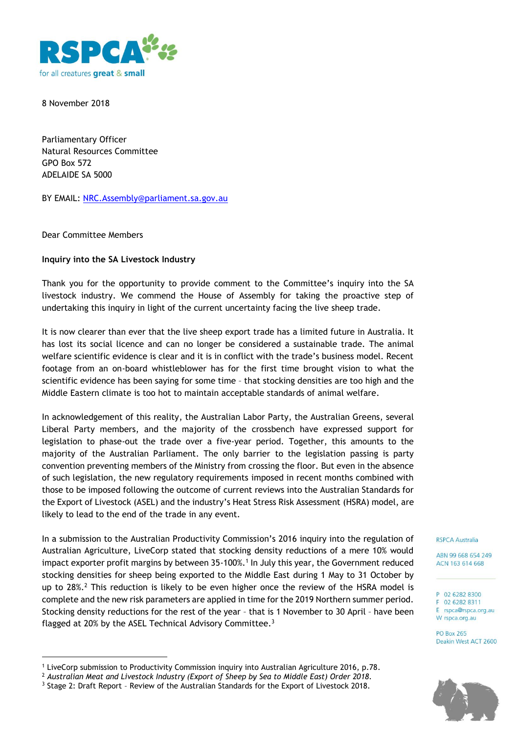8 November 2018

Parliamentary Officer
Natural Resources Committee
GPO Box 572
ADELAIDE SA 5000

BY EMAIL: NRC.Assembly@parliament.sa.gov.au

Dear Committee Members

**Inquiry into the SA Livestock Industry**

Thank you for the opportunity to provide comment to the Committee's inquiry into the SA livestock industry. We commend the House of Assembly for taking the proactive step of undertaking this inquiry in light of the current uncertainty facing the live sheep trade.

It is now clearer than ever that the live sheep export trade has a limited future in Australia. It has lost its social licence and can no longer be considered a sustainable trade. The animal welfare scientific evidence is clear and it is in conflict with the trade's business model. Recent footage from an on-board whistleblower has for the first time brought vision to what the scientific evidence has been saying for some time – that stocking densities are too high and the Middle Eastern climate is too hot to maintain acceptable standards of animal welfare.

In acknowledgement of this reality, the Australian Labor Party, the Australian Greens, several Liberal Party members, and the majority of the crossbench have expressed support for legislation to phase-out the trade over a five-year period. Together, this amounts to the majority of the Australian Parliament. The only barrier to the legislation passing is party convention preventing members of the Ministry from crossing the floor. But even in the absence of such legislation, the new regulatory requirements imposed in recent months combined with those to be imposed following the outcome of current reviews into the Australian Standards for the Export of Livestock (ASEL) and the industry's Heat Stress Risk Assessment (HSRA) model, are likely to lead to the end of the trade in any event.

In a submission to the Australian Productivity Commission's 2016 inquiry into the regulation of Australian Agriculture, LiveCorp stated that stocking density reductions of a mere 10% would impact exporter profit margins by between 35-100%.[1] In July this year, the Government reduced stocking densities for sheep being exported to the Middle East during 1 May to 31 October by up to 28%.[2] This reduction is likely to be even higher once the review of the HSRA model is complete and the new risk parameters are applied in time for the 2019 Northern summer period. Stocking density reductions for the rest of the year – that is 1 November to 30 April – have been flagged at 20% by the ASEL Technical Advisory Committee.[3]

RSPCA Australia

ABN 99 668 654 249
ACN 163 614 668

P 02 6282 8300
F 02 6282 8311
E rspca@rspca.org.au
W rspca.org.au

PO Box 265
Deakin West ACT 2600

---

[1] LiveCorp submission to Productivity Commission inquiry into Australian Agriculture 2016, p.78.

[2] *Australian Meat and Livestock Industry (Export of Sheep by Sea to Middle East) Order 2018*.

[3] Stage 2: Draft Report – Review of the Australian Standards for the Export of Livestock 2018.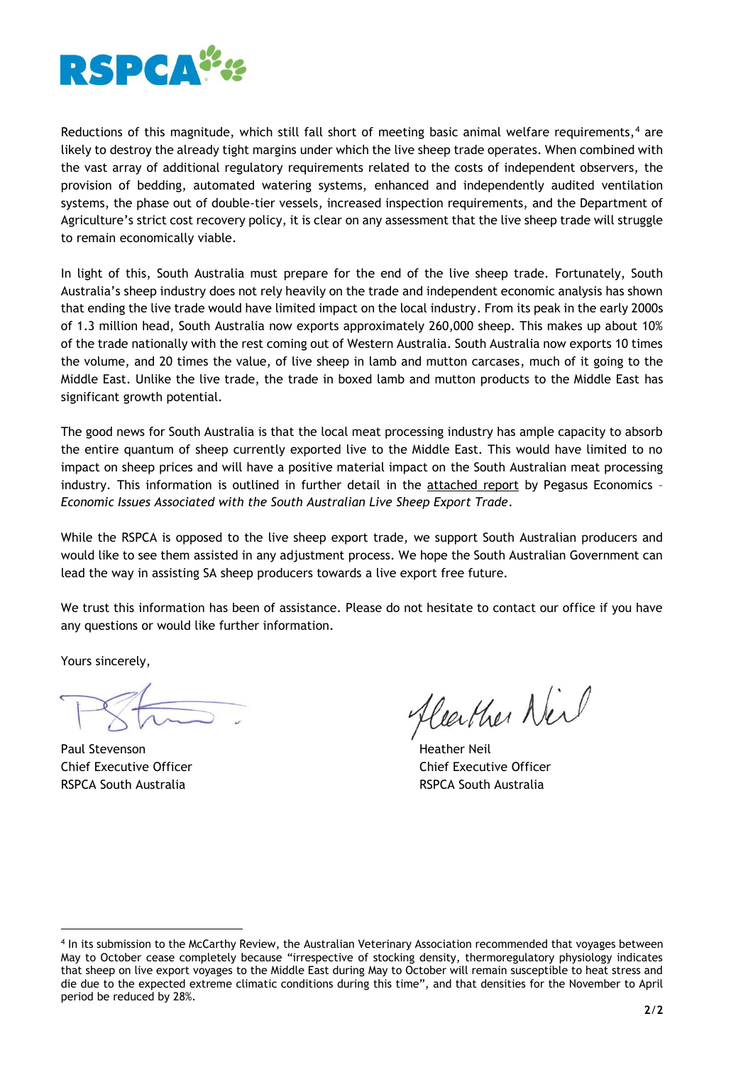Reductions of this magnitude, which still fall short of meeting basic animal welfare requirements,[4] are likely to destroy the already tight margins under which the live sheep trade operates. When combined with the vast array of additional regulatory requirements related to the costs of independent observers, the provision of bedding, automated watering systems, enhanced and independently audited ventilation systems, the phase out of double-tier vessels, increased inspection requirements, and the Department of Agriculture's strict cost recovery policy, it is clear on any assessment that the live sheep trade will struggle to remain economically viable.

In light of this, South Australia must prepare for the end of the live sheep trade. Fortunately, South Australia's sheep industry does not rely heavily on the trade and independent economic analysis has shown that ending the live trade would have limited impact on the local industry. From its peak in the early 2000s of 1.3 million head, South Australia now exports approximately 260,000 sheep. This makes up about 10% of the trade nationally with the rest coming out of Western Australia. South Australia now exports 10 times the volume, and 20 times the value, of live sheep in lamb and mutton carcases, much of it going to the Middle East. Unlike the live trade, the trade in boxed lamb and mutton products to the Middle East has significant growth potential.

The good news for South Australia is that the local meat processing industry has ample capacity to absorb the entire quantum of sheep currently exported live to the Middle East. This would have limited to no impact on sheep prices and will have a positive material impact on the South Australian meat processing industry. This information is outlined in further detail in the attached report by Pegasus Economics – *Economic Issues Associated with the South Australian Live Sheep Export Trade*.

While the RSPCA is opposed to the live sheep export trade, we support South Australian producers and would like to see them assisted in any adjustment process. We hope the South Australian Government can lead the way in assisting SA sheep producers towards a live export free future.

We trust this information has been of assistance. Please do not hesitate to contact our office if you have any questions or would like further information.

Yours sincerely,

Paul Stevenson
Chief Executive Officer
RSPCA South Australia

Heather Neil
Chief Executive Officer
RSPCA South Australia

---

[4] In its submission to the McCarthy Review, the Australian Veterinary Association recommended that voyages between May to October cease completely because "irrespective of stocking density, thermoregulatory physiology indicates that sheep on live export voyages to the Middle East during May to October will remain susceptible to heat stress and die due to the expected extreme climatic conditions during this time", and that densities for the November to April period be reduced by 28%.